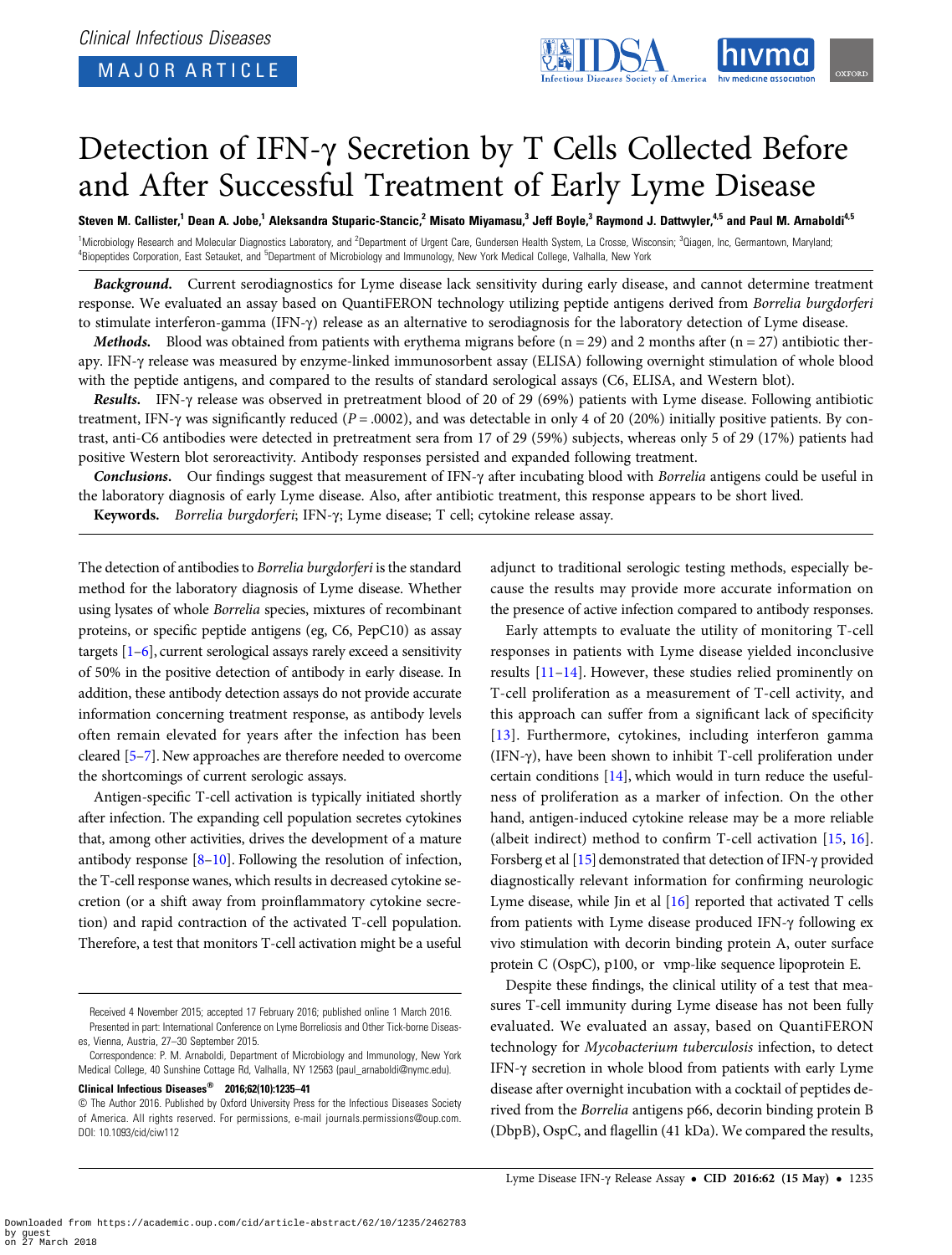Clinical Infectious Diseases

MAJOR ARTICLE

# Detection of IFN-γ Secretion by T Cells Collected Before and After Successful Treatment of Early Lyme Disease

**Steven M. Callister,[1] Dean A. Jobe,[1] Aleksandra Stuparic-Stancic,[2] Misato Miyamasu,[3] Jeff Boyle,[3] Raymond J. Dattwyler,[4,5] and Paul M. Arnaboldi[4,5]**

[1]Microbiology Research and Molecular Diagnostics Laboratory, and [2]Department of Urgent Care, Gundersen Health System, La Crosse, Wisconsin; [3]Qiagen, Inc, Germantown, Maryland; [4]Biopeptides Corporation, East Setauket, and [5]Department of Microbiology and Immunology, New York Medical College, Valhalla, New York

***Background.*** Current serodiagnostics for Lyme disease lack sensitivity during early disease, and cannot determine treatment response. We evaluated an assay based on QuantiFERON technology utilizing peptide antigens derived from *Borrelia burgdorferi* to stimulate interferon-gamma (IFN-γ) release as an alternative to serodiagnosis for the laboratory detection of Lyme disease.

***Methods.*** Blood was obtained from patients with erythema migrans before (n = 29) and 2 months after (n = 27) antibiotic therapy. IFN-γ release was measured by enzyme-linked immunosorbent assay (ELISA) following overnight stimulation of whole blood with the peptide antigens, and compared to the results of standard serological assays (C6, ELISA, and Western blot).

***Results.*** IFN-γ release was observed in pretreatment blood of 20 of 29 (69%) patients with Lyme disease. Following antibiotic treatment, IFN-γ was significantly reduced ($P = .0002$), and was detectable in only 4 of 20 (20%) initially positive patients. By contrast, anti-C6 antibodies were detected in pretreatment sera from 17 of 29 (59%) subjects, whereas only 5 of 29 (17%) patients had positive Western blot seroreactivity. Antibody responses persisted and expanded following treatment.

***Conclusions.*** Our findings suggest that measurement of IFN-γ after incubating blood with *Borrelia* antigens could be useful in the laboratory diagnosis of early Lyme disease. Also, after antibiotic treatment, this response appears to be short lived.

**Keywords.** *Borrelia burgdorferi*; IFN-γ; Lyme disease; T cell; cytokine release assay.

The detection of antibodies to *Borrelia burgdorferi* is the standard method for the laboratory diagnosis of Lyme disease. Whether using lysates of whole *Borrelia* species, mixtures of recombinant proteins, or specific peptide antigens (eg, C6, PepC10) as assay targets [1–6], current serological assays rarely exceed a sensitivity of 50% in the positive detection of antibody in early disease. In addition, these antibody detection assays do not provide accurate information concerning treatment response, as antibody levels often remain elevated for years after the infection has been cleared [5–7]. New approaches are therefore needed to overcome the shortcomings of current serologic assays.

Antigen-specific T-cell activation is typically initiated shortly after infection. The expanding cell population secretes cytokines that, among other activities, drives the development of a mature antibody response [8–10]. Following the resolution of infection, the T-cell response wanes, which results in decreased cytokine secretion (or a shift away from proinflammatory cytokine secretion) and rapid contraction of the activated T-cell population. Therefore, a test that monitors T-cell activation might be a useful adjunct to traditional serologic testing methods, especially because the results may provide more accurate information on the presence of active infection compared to antibody responses.

Early attempts to evaluate the utility of monitoring T-cell responses in patients with Lyme disease yielded inconclusive results [11–14]. However, these studies relied prominently on T-cell proliferation as a measurement of T-cell activity, and this approach can suffer from a significant lack of specificity [13]. Furthermore, cytokines, including interferon gamma (IFN-γ), have been shown to inhibit T-cell proliferation under certain conditions [14], which would in turn reduce the usefulness of proliferation as a marker of infection. On the other hand, antigen-induced cytokine release may be a more reliable (albeit indirect) method to confirm T-cell activation [15, 16]. Forsberg et al [15] demonstrated that detection of IFN-γ provided diagnostically relevant information for confirming neurologic Lyme disease, while Jin et al [16] reported that activated T cells from patients with Lyme disease produced IFN-γ following ex vivo stimulation with decorin binding protein A, outer surface protein C (OspC), p100, or vmp-like sequence lipoprotein E.

Despite these findings, the clinical utility of a test that measures T-cell immunity during Lyme disease has not been fully evaluated. We evaluated an assay, based on QuantiFERON technology for *Mycobacterium tuberculosis* infection, to detect IFN-γ secretion in whole blood from patients with early Lyme disease after overnight incubation with a cocktail of peptides derived from the *Borrelia* antigens p66, decorin binding protein B (DbpB), OspC, and flagellin (41 kDa). We compared the results,

Received 4 November 2015; accepted 17 February 2016; published online 1 March 2016.

Presented in part: International Conference on Lyme Borreliosis and Other Tick-borne Diseases, Vienna, Austria, 27–30 September 2015.

Correspondence: P. M. Arnaboldi, Department of Microbiology and Immunology, New York Medical College, 40 Sunshine Cottage Rd, Valhalla, NY 12563 (paul_arnaboldi@nymc.edu).

**Clinical Infectious Diseases® 2016;62(10):1235–41**

© The Author 2016. Published by Oxford University Press for the Infectious Diseases Society of America. All rights reserved. For permissions, e-mail journals.permissions@oup.com.
DOI: 10.1093/cid/ciw112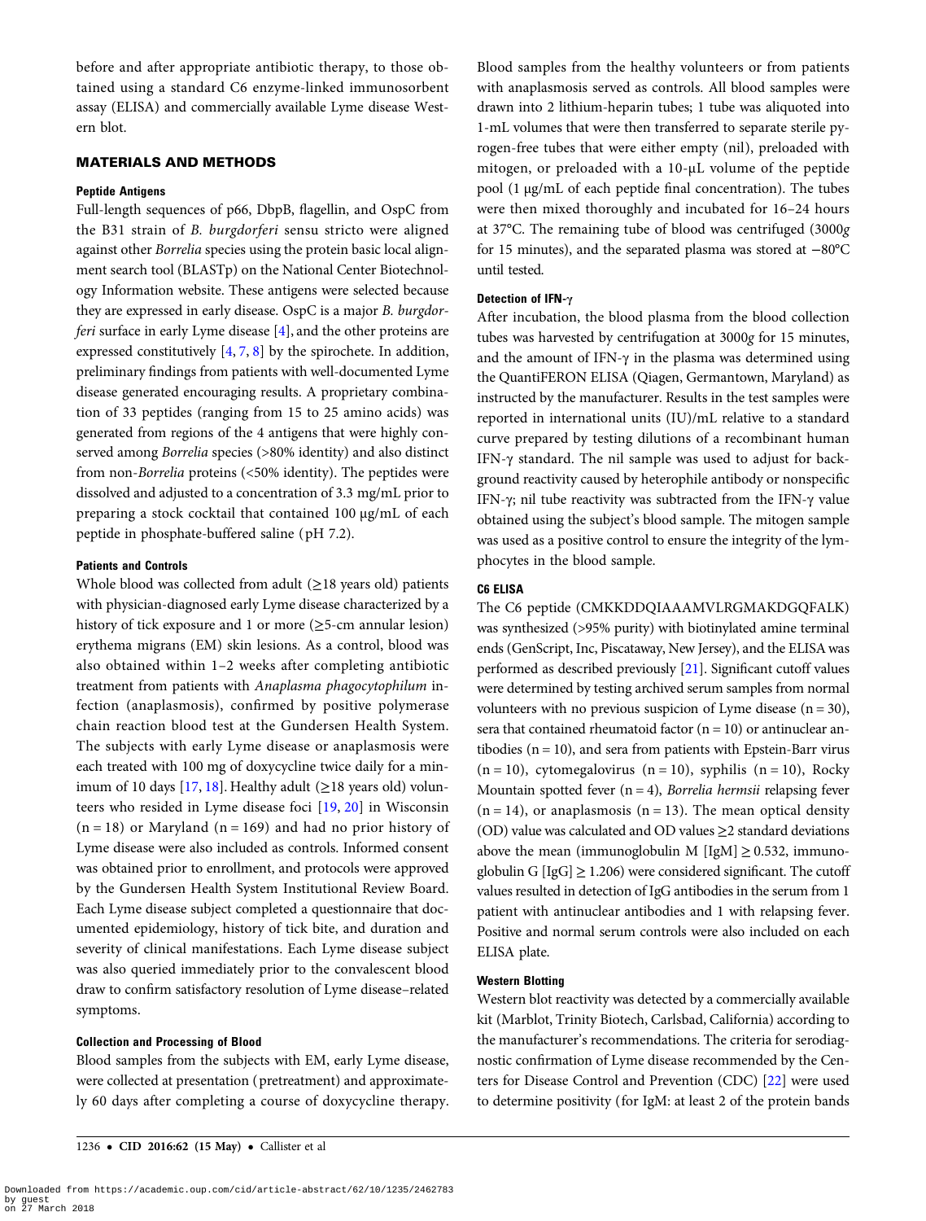before and after appropriate antibiotic therapy, to those obtained using a standard C6 enzyme-linked immunosorbent assay (ELISA) and commercially available Lyme disease Western blot.

## MATERIALS AND METHODS

### Peptide Antigens

Full-length sequences of p66, DbpB, flagellin, and OspC from the B31 strain of *B. burgdorferi* sensu stricto were aligned against other *Borrelia* species using the protein basic local alignment search tool (BLASTp) on the National Center Biotechnology Information website. These antigens were selected because they are expressed in early disease. OspC is a major *B. burgdorferi* surface in early Lyme disease [4], and the other proteins are expressed constitutively [4, 7, 8] by the spirochete. In addition, preliminary findings from patients with well-documented Lyme disease generated encouraging results. A proprietary combination of 33 peptides (ranging from 15 to 25 amino acids) was generated from regions of the 4 antigens that were highly conserved among *Borrelia* species (>80% identity) and also distinct from non-*Borrelia* proteins (<50% identity). The peptides were dissolved and adjusted to a concentration of 3.3 mg/mL prior to preparing a stock cocktail that contained 100 µg/mL of each peptide in phosphate-buffered saline (pH 7.2).

### Patients and Controls

Whole blood was collected from adult (≥18 years old) patients with physician-diagnosed early Lyme disease characterized by a history of tick exposure and 1 or more (≥5-cm annular lesion) erythema migrans (EM) skin lesions. As a control, blood was also obtained within 1–2 weeks after completing antibiotic treatment from patients with *Anaplasma phagocytophilum* infection (anaplasmosis), confirmed by positive polymerase chain reaction blood test at the Gundersen Health System. The subjects with early Lyme disease or anaplasmosis were each treated with 100 mg of doxycycline twice daily for a minimum of 10 days [17, 18]. Healthy adult (≥18 years old) volunteers who resided in Lyme disease foci [19, 20] in Wisconsin (n = 18) or Maryland (n = 169) and had no prior history of Lyme disease were also included as controls. Informed consent was obtained prior to enrollment, and protocols were approved by the Gundersen Health System Institutional Review Board. Each Lyme disease subject completed a questionnaire that documented epidemiology, history of tick bite, and duration and severity of clinical manifestations. Each Lyme disease subject was also queried immediately prior to the convalescent blood draw to confirm satisfactory resolution of Lyme disease–related symptoms.

### Collection and Processing of Blood

Blood samples from the subjects with EM, early Lyme disease, were collected at presentation (pretreatment) and approximately 60 days after completing a course of doxycycline therapy. Blood samples from the healthy volunteers or from patients with anaplasmosis served as controls. All blood samples were drawn into 2 lithium-heparin tubes; 1 tube was aliquoted into 1-mL volumes that were then transferred to separate sterile pyrogen-free tubes that were either empty (nil), preloaded with mitogen, or preloaded with a 10-µL volume of the peptide pool (1 µg/mL of each peptide final concentration). The tubes were then mixed thoroughly and incubated for 16–24 hours at 37°C. The remaining tube of blood was centrifuged (3000*g* for 15 minutes), and the separated plasma was stored at −80°C until tested.

### Detection of IFN-γ

After incubation, the blood plasma from the blood collection tubes was harvested by centrifugation at 3000*g* for 15 minutes, and the amount of IFN-γ in the plasma was determined using the QuantiFERON ELISA (Qiagen, Germantown, Maryland) as instructed by the manufacturer. Results in the test samples were reported in international units (IU)/mL relative to a standard curve prepared by testing dilutions of a recombinant human IFN-γ standard. The nil sample was used to adjust for background reactivity caused by heterophile antibody or nonspecific IFN-γ; nil tube reactivity was subtracted from the IFN-γ value obtained using the subject's blood sample. The mitogen sample was used as a positive control to ensure the integrity of the lymphocytes in the blood sample.

### C6 ELISA

The C6 peptide (CMKKDDQIAAAMVLRGMAKDGQFALK) was synthesized (>95% purity) with biotinylated amine terminal ends (GenScript, Inc, Piscataway, New Jersey), and the ELISA was performed as described previously [21]. Significant cutoff values were determined by testing archived serum samples from normal volunteers with no previous suspicion of Lyme disease (n = 30), sera that contained rheumatoid factor (n = 10) or antinuclear antibodies (n = 10), and sera from patients with Epstein-Barr virus (n = 10), cytomegalovirus (n = 10), syphilis (n = 10), Rocky Mountain spotted fever (n = 4), *Borrelia hermsii* relapsing fever (n = 14), or anaplasmosis (n = 13). The mean optical density (OD) value was calculated and OD values ≥2 standard deviations above the mean (immunoglobulin M [IgM] ≥ 0.532, immunoglobulin G [IgG] ≥ 1.206) were considered significant. The cutoff values resulted in detection of IgG antibodies in the serum from 1 patient with antinuclear antibodies and 1 with relapsing fever. Positive and normal serum controls were also included on each ELISA plate.

### Western Blotting

Western blot reactivity was detected by a commercially available kit (Marblot, Trinity Biotech, Carlsbad, California) according to the manufacturer's recommendations. The criteria for serodiagnostic confirmation of Lyme disease recommended by the Centers for Disease Control and Prevention (CDC) [22] were used to determine positivity (for IgM: at least 2 of the protein bands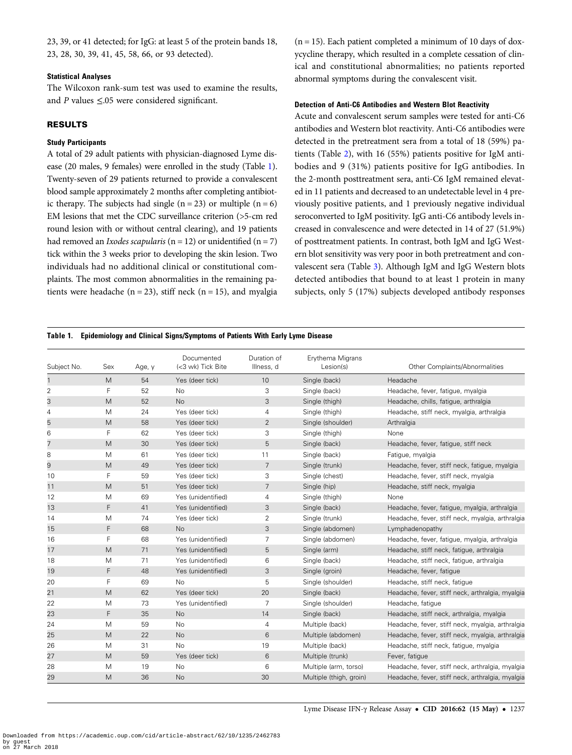23, 39, or 41 detected; for IgG: at least 5 of the protein bands 18, 23, 28, 30, 39, 41, 45, 58, 66, or 93 detected).

### Statistical Analyses

The Wilcoxon rank-sum test was used to examine the results, and $P$ values $\leq .05$ were considered significant.

## RESULTS

### Study Participants

A total of 29 adult patients with physician-diagnosed Lyme disease (20 males, 9 females) were enrolled in the study (Table 1). Twenty-seven of 29 patients returned to provide a convalescent blood sample approximately 2 months after completing antibiotic therapy. The subjects had single (n = 23) or multiple (n = 6) EM lesions that met the CDC surveillance criterion (>5-cm red round lesion with or without central clearing), and 19 patients had removed an *Ixodes scapularis* (n = 12) or unidentified (n = 7) tick within the 3 weeks prior to developing the skin lesion. Two individuals had no additional clinical or constitutional complaints. The most common abnormalities in the remaining patients were headache (n = 23), stiff neck (n = 15), and myalgia (n = 15). Each patient completed a minimum of 10 days of doxycycline therapy, which resulted in a complete cessation of clinical and constitutional abnormalities; no patients reported abnormal symptoms during the convalescent visit.

### Detection of Anti-C6 Antibodies and Western Blot Reactivity

Acute and convalescent serum samples were tested for anti-C6 antibodies and Western blot reactivity. Anti-C6 antibodies were detected in the pretreatment sera from a total of 18 (59%) patients (Table 2), with 16 (55%) patients positive for IgM antibodies and 9 (31%) patients positive for IgG antibodies. In the 2-month posttreatment sera, anti-C6 IgM remained elevated in 11 patients and decreased to an undetectable level in 4 previously positive patients, and 1 previously negative individual seroconverted to IgM positivity. IgG anti-C6 antibody levels increased in convalescence and were detected in 14 of 27 (51.9%) of posttreatment patients. In contrast, both IgM and IgG Western blot sensitivity was very poor in both pretreatment and convalescent sera (Table 3). Although IgM and IgG Western blots detected antibodies that bound to at least 1 protein in many subjects, only 5 (17%) subjects developed antibody responses

**Table 1. Epidemiology and Clinical Signs/Symptoms of Patients With Early Lyme Disease**

| Subject No. | Sex | Age, y | Documented (<3 wk) Tick Bite | Duration of Illness, d | Erythema Migrans Lesion(s) | Other Complaints/Abnormalities |
|---|---|---|---|---|---|---|
| 1 | M | 54 | Yes (deer tick) | 10 | Single (back) | Headache |
| 2 | F | 52 | No | 3 | Single (back) | Headache, fever, fatigue, myalgia |
| 3 | M | 52 | No | 3 | Single (thigh) | Headache, chills, fatigue, arthralgia |
| 4 | M | 24 | Yes (deer tick) | 4 | Single (thigh) | Headache, stiff neck, myalgia, arthralgia |
| 5 | M | 58 | Yes (deer tick) | 2 | Single (shoulder) | Arthralgia |
| 6 | F | 62 | Yes (deer tick) | 3 | Single (thigh) | None |
| 7 | M | 30 | Yes (deer tick) | 5 | Single (back) | Headache, fever, fatigue, stiff neck |
| 8 | M | 61 | Yes (deer tick) | 11 | Single (back) | Fatigue, myalgia |
| 9 | M | 49 | Yes (deer tick) | 7 | Single (trunk) | Headache, fever, stiff neck, fatigue, myalgia |
| 10 | F | 59 | Yes (deer tick) | 3 | Single (chest) | Headache, fever, stiff neck, myalgia |
| 11 | M | 51 | Yes (deer tick) | 7 | Single (hip) | Headache, stiff neck, myalgia |
| 12 | M | 69 | Yes (unidentified) | 4 | Single (thigh) | None |
| 13 | F | 41 | Yes (unidentified) | 3 | Single (back) | Headache, fever, fatigue, myalgia, arthralgia |
| 14 | M | 74 | Yes (deer tick) | 2 | Single (trunk) | Headache, fever, stiff neck, myalgia, arthralgia |
| 15 | F | 68 | No | 3 | Single (abdomen) | Lymphadenopathy |
| 16 | F | 68 | Yes (unidentified) | 7 | Single (abdomen) | Headache, fever, fatigue, myalgia, arthralgia |
| 17 | M | 71 | Yes (unidentified) | 5 | Single (arm) | Headache, stiff neck, fatigue, arthralgia |
| 18 | M | 71 | Yes (unidentified) | 6 | Single (back) | Headache, stiff neck, fatigue, arthralgia |
| 19 | F | 48 | Yes (unidentified) | 3 | Single (groin) | Headache, fever, fatigue |
| 20 | F | 69 | No | 5 | Single (shoulder) | Headache, stiff neck, fatigue |
| 21 | M | 62 | Yes (deer tick) | 20 | Single (back) | Headache, fever, stiff neck, arthralgia, myalgia |
| 22 | M | 73 | Yes (unidentified) | 7 | Single (shoulder) | Headache, fatigue |
| 23 | F | 35 | No | 14 | Single (back) | Headache, stiff neck, arthralgia, myalgia |
| 24 | M | 59 | No | 4 | Multiple (back) | Headache, fever, stiff neck, myalgia, arthralgia |
| 25 | M | 22 | No | 6 | Multiple (abdomen) | Headache, fever, stiff neck, myalgia, arthralgia |
| 26 | M | 31 | No | 19 | Multiple (back) | Headache, stiff neck, fatigue, myalgia |
| 27 | M | 59 | Yes (deer tick) | 6 | Multiple (trunk) | Fever, fatigue |
| 28 | M | 19 | No | 6 | Multiple (arm, torso) | Headache, fever, stiff neck, arthralgia, myalgia |
| 29 | M | 36 | No | 30 | Multiple (thigh, groin) | Headache, fever, stiff neck, arthralgia, myalgia |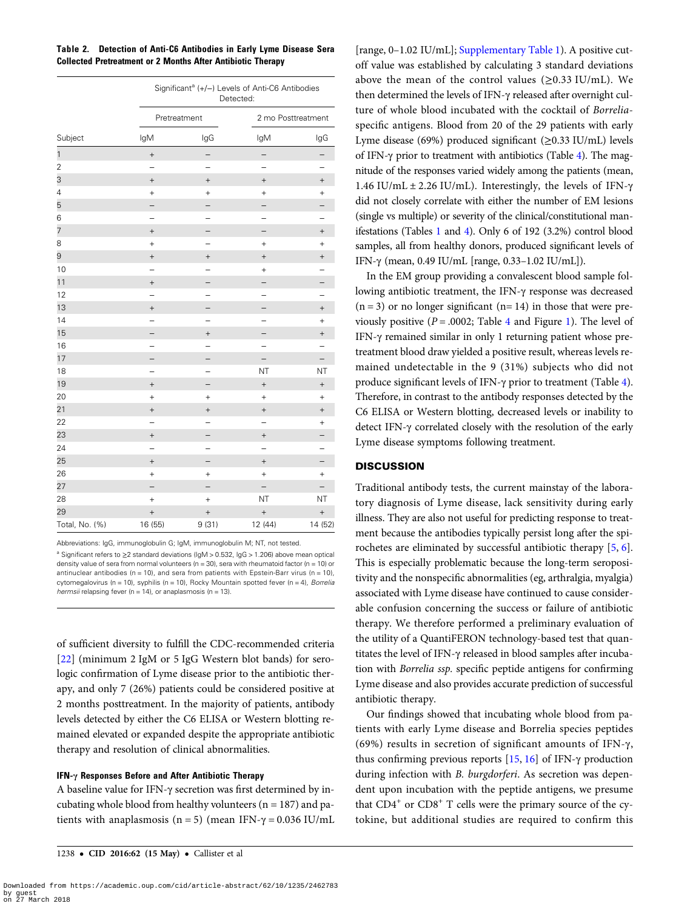**Table 2. Detection of Anti-C6 Antibodies in Early Lyme Disease Sera Collected Pretreatment or 2 Months After Antibiotic Therapy**

| | Significant[a] (+/–) Levels of Anti-C6 Antibodies Detected: | | | |
|---|---|---|---|---|
| | Pretreatment | | 2 mo Posttreatment | |
| Subject | IgM | IgG | IgM | IgG |
| 1 | + | – | – | – |
| 2 | – | – | – | – |
| 3 | + | + | + | + |
| 4 | + | + | + | + |
| 5 | – | – | – | – |
| 6 | – | – | – | – |
| 7 | + | – | – | + |
| 8 | + | – | + | + |
| 9 | + | + | + | + |
| 10 | – | – | + | – |
| 11 | + | – | – | – |
| 12 | – | – | – | – |
| 13 | + | – | – | + |
| 14 | – | – | – | + |
| 15 | – | + | – | + |
| 16 | – | – | – | – |
| 17 | – | – | – | – |
| 18 | – | – | NT | NT |
| 19 | + | – | + | + |
| 20 | + | + | + | + |
| 21 | + | + | + | + |
| 22 | – | – | – | + |
| 23 | + | – | + | – |
| 24 | – | – | – | – |
| 25 | + | – | + | – |
| 26 | + | + | + | + |
| 27 | – | – | – | – |
| 28 | + | + | NT | NT |
| 29 | + | + | + | + |
| Total, No. (%) | 16 (55) | 9 (31) | 12 (44) | 14 (52) |

Abbreviations: IgG, immunoglobulin G; IgM, immunoglobulin M; NT, not tested.

[a] Significant refers to ≥2 standard deviations (IgM > 0.532, IgG > 1.206) above mean optical density value of sera from normal volunteers (n = 30), sera with rheumatoid factor (n = 10) or antinuclear antibodies (n = 10), and sera from patients with Epstein-Barr virus (n = 10), cytomegalovirus (n = 10), syphilis (n = 10), Rocky Mountain spotted fever (n = 4), *Borrelia hermsii* relapsing fever (n = 14), or anaplasmosis (n = 13).

of sufficient diversity to fulfill the CDC-recommended criteria [22] (minimum 2 IgM or 5 IgG Western blot bands) for serologic confirmation of Lyme disease prior to the antibiotic therapy, and only 7 (26%) patients could be considered positive at 2 months posttreatment. In the majority of patients, antibody levels detected by either the C6 ELISA or Western blotting remained elevated or expanded despite the appropriate antibiotic therapy and resolution of clinical abnormalities.

#### IFN-γ Responses Before and After Antibiotic Therapy

A baseline value for IFN-γ secretion was first determined by incubating whole blood from healthy volunteers (n = 187) and patients with anaplasmosis (n = 5) (mean IFN-γ = 0.036 IU/mL [range, 0–1.02 IU/mL]; Supplementary Table 1). A positive cutoff value was established by calculating 3 standard deviations above the mean of the control values (≥0.33 IU/mL). We then determined the levels of IFN-γ released after overnight culture of whole blood incubated with the cocktail of *Borrelia*-specific antigens. Blood from 20 of the 29 patients with early Lyme disease (69%) produced significant (≥0.33 IU/mL) levels of IFN-γ prior to treatment with antibiotics (Table 4). The magnitude of the responses varied widely among the patients (mean, 1.46 IU/mL ± 2.26 IU/mL). Interestingly, the levels of IFN-γ did not closely correlate with either the number of EM lesions (single vs multiple) or severity of the clinical/constitutional manifestations (Tables 1 and 4). Only 6 of 192 (3.2%) control blood samples, all from healthy donors, produced significant levels of IFN-γ (mean, 0.49 IU/mL [range, 0.33–1.02 IU/mL]).

In the EM group providing a convalescent blood sample following antibiotic treatment, the IFN-γ response was decreased (n = 3) or no longer significant (n= 14) in those that were previously positive ($P = .0002$; Table 4 and Figure 1). The level of IFN-γ remained similar in only 1 returning patient whose pretreatment blood draw yielded a positive result, whereas levels remained undetectable in the 9 (31%) subjects who did not produce significant levels of IFN-γ prior to treatment (Table 4). Therefore, in contrast to the antibody responses detected by the C6 ELISA or Western blotting, decreased levels or inability to detect IFN-γ correlated closely with the resolution of the early Lyme disease symptoms following treatment.

## DISCUSSION

Traditional antibody tests, the current mainstay of the laboratory diagnosis of Lyme disease, lack sensitivity during early illness. They are also not useful for predicting response to treatment because the antibodies typically persist long after the spirochetes are eliminated by successful antibiotic therapy [5, 6]. This is especially problematic because the long-term seropositivity and the nonspecific abnormalities (eg, arthralgia, myalgia) associated with Lyme disease have continued to cause considerable confusion concerning the success or failure of antibiotic therapy. We therefore performed a preliminary evaluation of the utility of a QuantiFERON technology-based test that quantitates the level of IFN-γ released in blood samples after incubation with *Borrelia ssp.* specific peptide antigens for confirming Lyme disease and also provides accurate prediction of successful antibiotic therapy.

Our findings showed that incubating whole blood from patients with early Lyme disease and Borrelia species peptides (69%) results in secretion of significant amounts of IFN-γ, thus confirming previous reports [15, 16] of IFN-γ production during infection with *B. burgdorferi*. As secretion was dependent upon incubation with the peptide antigens, we presume that $CD4^+$ or $CD8^+$ T cells were the primary source of the cytokine, but additional studies are required to confirm this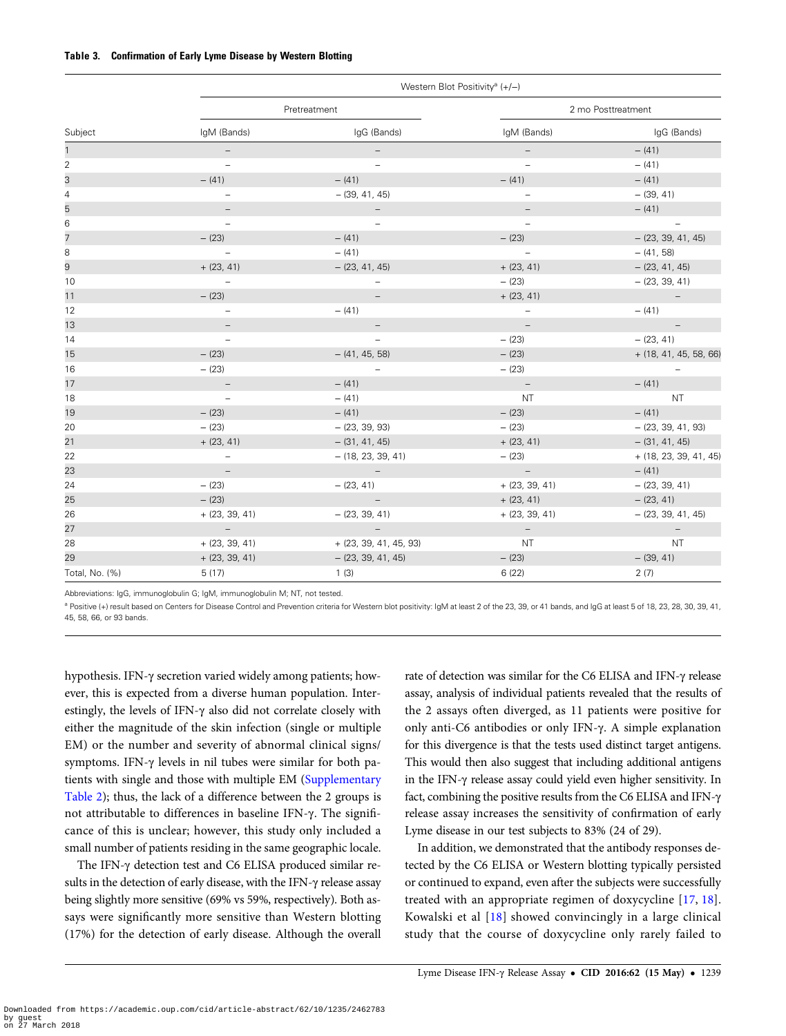**Table 3. Confirmation of Early Lyme Disease by Western Blotting**

| | Western Blot Positivity[a] (+/–) | | | |
|---|---|---|---|---|
| | Pretreatment | | 2 mo Posttreatment | |
| Subject | IgM (Bands) | IgG (Bands) | IgM (Bands) | IgG (Bands) |
| 1 | – | – | – | – (41) |
| 2 | – | – | – | – (41) |
| 3 | – (41) | – (41) | – (41) | – (41) |
| 4 | – | – (39, 41, 45) | – | – (39, 41) |
| 5 | – | – | – | – (41) |
| 6 | – | – | – | – |
| 7 | – (23) | – (41) | – (23) | – (23, 39, 41, 45) |
| 8 | – | – (41) | – | – (41, 58) |
| 9 | + (23, 41) | – (23, 41, 45) | + (23, 41) | – (23, 41, 45) |
| 10 | – | – | – (23) | – (23, 39, 41) |
| 11 | – (23) | – | + (23, 41) | – |
| 12 | – | – (41) | – | – (41) |
| 13 | – | – | – | – |
| 14 | – | – | – (23) | – (23, 41) |
| 15 | – (23) | – (41, 45, 58) | – (23) | + (18, 41, 45, 58, 66) |
| 16 | – (23) | – | – (23) | – |
| 17 | – | – (41) | – | – (41) |
| 18 | – | – (41) | NT | NT |
| 19 | – (23) | – (41) | – (23) | – (41) |
| 20 | – (23) | – (23, 39, 93) | – (23) | – (23, 39, 41, 93) |
| 21 | + (23, 41) | – (31, 41, 45) | + (23, 41) | – (31, 41, 45) |
| 22 | – | – (18, 23, 39, 41) | – (23) | + (18, 23, 39, 41, 45) |
| 23 | – | – | – | – (41) |
| 24 | – (23) | – (23, 41) | + (23, 39, 41) | – (23, 39, 41) |
| 25 | – (23) | – | + (23, 41) | – (23, 41) |
| 26 | + (23, 39, 41) | – (23, 39, 41) | + (23, 39, 41) | – (23, 39, 41, 45) |
| 27 | – | – | – | – |
| 28 | + (23, 39, 41) | + (23, 39, 41, 45, 93) | NT | NT |
| 29 | + (23, 39, 41) | – (23, 39, 41, 45) | – (23) | – (39, 41) |
| Total, No. (%) | 5 (17) | 1 (3) | 6 (22) | 2 (7) |

Abbreviations: IgG, immunoglobulin G; IgM, immunoglobulin M; NT, not tested.

[a] Positive (+) result based on Centers for Disease Control and Prevention criteria for Western blot positivity: IgM at least 2 of the 23, 39, or 41 bands, and IgG at least 5 of 18, 23, 28, 30, 39, 41, 45, 58, 66, or 93 bands.

hypothesis. IFN-γ secretion varied widely among patients; however, this is expected from a diverse human population. Interestingly, the levels of IFN-γ also did not correlate closely with either the magnitude of the skin infection (single or multiple EM) or the number and severity of abnormal clinical signs/symptoms. IFN-γ levels in nil tubes were similar for both patients with single and those with multiple EM (Supplementary Table 2); thus, the lack of a difference between the 2 groups is not attributable to differences in baseline IFN-γ. The significance of this is unclear; however, this study only included a small number of patients residing in the same geographic locale.

The IFN-γ detection test and C6 ELISA produced similar results in the detection of early disease, with the IFN-γ release assay being slightly more sensitive (69% vs 59%, respectively). Both assays were significantly more sensitive than Western blotting (17%) for the detection of early disease. Although the overall rate of detection was similar for the C6 ELISA and IFN-γ release assay, analysis of individual patients revealed that the results of the 2 assays often diverged, as 11 patients were positive for only anti-C6 antibodies or only IFN-γ. A simple explanation for this divergence is that the tests used distinct target antigens. This would then also suggest that including additional antigens in the IFN-γ release assay could yield even higher sensitivity. In fact, combining the positive results from the C6 ELISA and IFN-γ release assay increases the sensitivity of confirmation of early Lyme disease in our test subjects to 83% (24 of 29).

In addition, we demonstrated that the antibody responses detected by the C6 ELISA or Western blotting typically persisted or continued to expand, even after the subjects were successfully treated with an appropriate regimen of doxycycline [17, 18]. Kowalski et al [18] showed convincingly in a large clinical study that the course of doxycycline only rarely failed to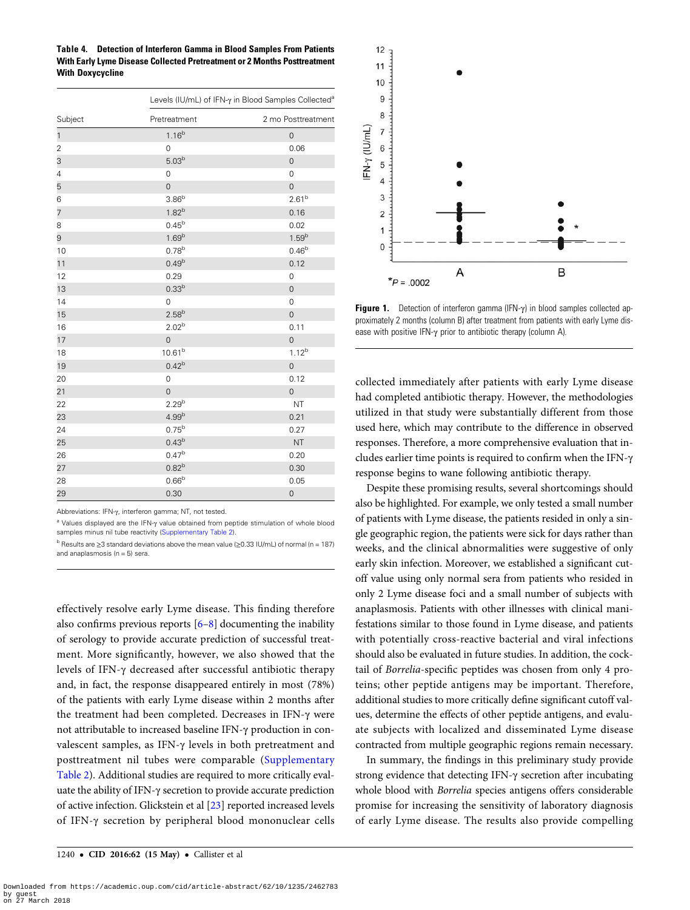**Table 4. Detection of Interferon Gamma in Blood Samples From Patients With Early Lyme Disease Collected Pretreatment or 2 Months Posttreatment With Doxycycline**

| Subject | Levels (IU/mL) of IFN-γ in Blood Samples Collected[a] | |
|---|---|---|
| | Pretreatment | 2 mo Posttreatment |
| 1 | 1.16[b] | 0 |
| 2 | 0 | 0.06 |
| 3 | 5.03[b] | 0 |
| 4 | 0 | 0 |
| 5 | 0 | 0 |
| 6 | 3.86[b] | 2.61[b] |
| 7 | 1.82[b] | 0.16 |
| 8 | 0.45[b] | 0.02 |
| 9 | 1.69[b] | 1.59[b] |
| 10 | 0.78[b] | 0.46[b] |
| 11 | 0.49[b] | 0.12 |
| 12 | 0.29 | 0 |
| 13 | 0.33[b] | 0 |
| 14 | 0 | 0 |
| 15 | 2.58[b] | 0 |
| 16 | 2.02[b] | 0.11 |
| 17 | 0 | 0 |
| 18 | 10.61[b] | 1.12[b] |
| 19 | 0.42[b] | 0 |
| 20 | 0 | 0.12 |
| 21 | 0 | 0 |
| 22 | 2.29[b] | NT |
| 23 | 4.99[b] | 0.21 |
| 24 | 0.75[b] | 0.27 |
| 25 | 0.43[b] | NT |
| 26 | 0.47[b] | 0.20 |
| 27 | 0.82[b] | 0.30 |
| 28 | 0.66[b] | 0.05 |
| 29 | 0.30 | 0 |

Abbreviations: IFN-γ, interferon gamma; NT, not tested.

[a] Values displayed are the IFN-γ value obtained from peptide stimulation of whole blood samples minus nil tube reactivity (Supplementary Table 2).

[b] Results are ≥3 standard deviations above the mean value (≥0.33 IU/mL) of normal (n = 187) and anaplasmosis (n = 5) sera.

effectively resolve early Lyme disease. This finding therefore also confirms previous reports [6–8] documenting the inability of serology to provide accurate prediction of successful treatment. More significantly, however, we also showed that the levels of IFN-γ decreased after successful antibiotic therapy and, in fact, the response disappeared entirely in most (78%) of the patients with early Lyme disease within 2 months after the treatment had been completed. Decreases in IFN-γ were not attributable to increased baseline IFN-γ production in convalescent samples, as IFN-γ levels in both pretreatment and posttreatment nil tubes were comparable (Supplementary Table 2). Additional studies are required to more critically evaluate the ability of IFN-γ secretion to provide accurate prediction of active infection. Glickstein et al [23] reported increased levels of IFN-γ secretion by peripheral blood mononuclear cells collected immediately after patients with early Lyme disease had completed antibiotic therapy. However, the methodologies utilized in that study were substantially different from those used here, which may contribute to the difference in observed responses. Therefore, a more comprehensive evaluation that includes earlier time points is required to confirm when the IFN-γ response begins to wane following antibiotic therapy.

Figure 1. Detection of interferon gamma (IFN-γ) in blood samples collected approximately 2 months (column B) after treatment from patients with early Lyme disease with positive IFN-γ prior to antibiotic therapy (column A). *$P$ = .0002

Despite these promising results, several shortcomings should also be highlighted. For example, we only tested a small number of patients with Lyme disease, the patients resided in only a single geographic region, the patients were sick for days rather than weeks, and the clinical abnormalities were suggestive of only early skin infection. Moreover, we established a significant cutoff value using only normal sera from patients who resided in only 2 Lyme disease foci and a small number of subjects with anaplasmosis. Patients with other illnesses with clinical manifestations similar to those found in Lyme disease, and patients with potentially cross-reactive bacterial and viral infections should also be evaluated in future studies. In addition, the cocktail of *Borrelia*-specific peptides was chosen from only 4 proteins; other peptide antigens may be important. Therefore, additional studies to more critically define significant cutoff values, determine the effects of other peptide antigens, and evaluate subjects with localized and disseminated Lyme disease contracted from multiple geographic regions remain necessary.

In summary, the findings in this preliminary study provide strong evidence that detecting IFN-γ secretion after incubating whole blood with *Borrelia* species antigens offers considerable promise for increasing the sensitivity of laboratory diagnosis of early Lyme disease. The results also provide compelling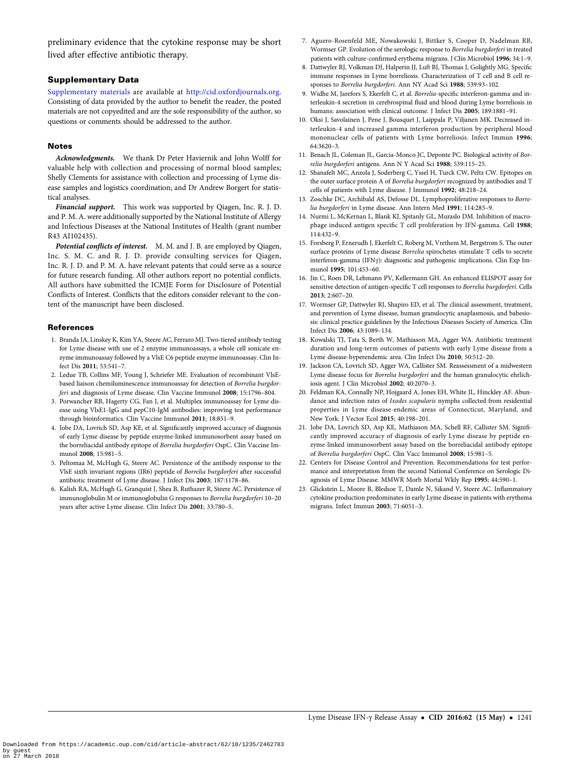preliminary evidence that the cytokine response may be short lived after effective antibiotic therapy.

## Supplementary Data

Supplementary materials are available at http://cid.oxfordjournals.org. Consisting of data provided by the author to benefit the reader, the posted materials are not copyedited and are the sole responsibility of the author, so questions or comments should be addressed to the author.

## Notes

***Acknowledgments.*** We thank Dr Peter Haviernik and John Wolff for valuable help with collection and processing of normal blood samples; Shelly Clements for assistance with collection and processing of Lyme disease samples and logistics coordination; and Dr Andrew Borgert for statistical analyses.

***Financial support.*** This work was supported by Qiagen, Inc. R. J. D. and P. M. A. were additionally supported by the National Institute of Allergy and Infectious Diseases at the National Institutes of Health (grant number R43 AI102435).

***Potential conflicts of interest.*** M. M. and J. B. are employed by Qiagen, Inc. S. M. C. and R. J. D. provide consulting services for Qiagen, Inc. R. J. D. and P. M. A. have relevant patents that could serve as a source for future research funding. All other authors report no potential conflicts. All authors have submitted the ICMJE Form for Disclosure of Potential Conflicts of Interest. Conflicts that the editors consider relevant to the content of the manuscript have been disclosed.

## References

1. Branda JA, Linskey K, Kim YA, Steere AC, Ferraro MJ. Two-tiered antibody testing for Lyme disease with use of 2 enzyme immunoassays, a whole cell sonicate enzyme immunoassay followed by a VlsE C6 peptide enzyme immunoassay. Clin Infect Dis **2011**; 53:541–7.
2. Ledue TB, Collins MF, Young J, Schriefer ME. Evaluation of recombinant VlsE-based liaison chemiluminescence immunoassay for detection of *Borrelia burgdorferi* and diagnosis of Lyme disease. Clin Vaccine Immunol **2008**; 15:1796–804.
3. Porwancher RB, Hagerty CG, Fan J, et al. Multiplex immunoassay for Lyme disease using VlsE1-IgG and pepC10-IgM antibodies: improving test performance through bioinformatics. Clin Vaccine Immunol **2011**; 18:851–9.
4. Jobe DA, Lovrich SD, Asp KE, et al. Significantly improved accuracy of diagnosis of early Lyme disease by peptide enzyme-linked immunosorbent assay based on the borreliacidal antibody epitope of *Borrelia burgdorferi* OspC. Clin Vaccine Immunol **2008**; 15:981–5.
5. Peltomaa M, McHugh G, Steere AC. Persistence of the antibody response to the VlsE sixth invariant regions (IR6) peptide of *Borrelia burgdorferi* after successful antibiotic treatment of Lyme disease. J Infect Dis **2003**; 187:1178–86.
6. Kalish RA, McHugh G, Granquist J, Shea B, Ruthazer R, Steere AC. Persistence of immunoglobulin M or immunoglobulin G responses to *Borrelia burgdorferi* 10–20 years after active Lyme disease. Clin Infect Dis **2001**; 33:780–5.
7. Aguero-Rosenfeld ME, Nowakowski J, Bittker S, Cooper D, Nadelman RB, Wormser GP. Evolution of the serologic response to *Borrelia burgdorferi* in treated patients with culture-confirmed erythema migrans. J Clin Microbiol **1996**; 34:1–9.
8. Dattwyler RJ, Volkman DJ, Halperin JJ, Luft BJ, Thomas J, Golightly MG. Specific immune responses in Lyme borreliosis. Characterization of T cell and B cell responses to *Borrelia burgdorferi*. Ann NY Acad Sci **1988**; 539:93–102.
9. Widhe M, Jarefors S, Ekerfelt C, et al. *Borrelia*-specific interferon-gamma and interleukin-4 secretion in cerebrospinal fluid and blood during Lyme borreliosis in humans: association with clinical outcome. J Infect Dis **2005**; 189:1881–91.
10. Oksi J, Savolainen J, Pene J, Bousquet J, Laippala P, Viljanen MK. Decreased interleukin-4 and increased gamma interferon production by peripheral blood mononuclear cells of patients with Lyme borreliosis. Infect Immun **1996**; 64:3620–3.
11. Benach JL, Coleman JL, Garcia-Monco JC, Deponte PC. Biological activity of *Borrelia burgdorferi* antigens. Ann N Y Acad Sci **1988**; 539:115–25.
12. Shanafelt MC, Anzola J, Soderberg C, Yssel H, Turck CW, Peltz CW. Epitopes on the outer surface protein A of *Borrelia burgdorferi* recognized by antibodies and T cells of patients with Lyme disease. J Immunol **1992**; 48:218–24.
13. Zoschke DC, Archibald AS, Defosse DL. Lymphoproliferative responses to *Borrelia burgdorferi* in Lyme disease. Ann Intern Med **1991**; 114:285–9.
14. Nurmi L, McKernan L, Blank KJ, Spitanly GL, Muraslo DM. Inhibition of macrophage induced antigen specific T cell proliferation by IFN-gamma. Cell **1988**; 114:432–9.
15. Forsberg P, Ernerudh J, Ekerfelt C, Roberg M, Vrethem M, Bergstrom S. The outer surface proteins of Lyme disease *Borrelia* spirochetes stimulate T cells to secrete interferon-gamma (IFNγ): diagnostic and pathogenic implications. Clin Exp Immunol **1995**; 101:453–60.
16. Jin C, Roen DR, Lehmann PV, Kellermann GH. An enhanced ELISPOT assay for sensitive detection of antigen-specific T cell responses to *Borrelia burgdorferi*. Cells **2013**; 2:607–20.
17. Wormser GP, Dattwyler RJ, Shapiro ED, et al. The clinical assessment, treatment, and prevention of Lyme disease, human granulocytic anaplasmosis, and babesiosis: clinical practice guidelines by the Infectious Diseases Society of America. Clin Infect Dis **2006**; 43:1089–134.
18. Kowalski TJ, Tata S, Berth W, Mathiason MA, Agger WA. Antibiotic treatment duration and long-term outcomes of patients with early Lyme disease from a Lyme disease-hyperendemic area. Clin Infect Dis **2010**; 50:512–20.
19. Jackson CA, Lovrich SD, Agger WA, Callister SM. Reassessment of a midwestern Lyme disease focus for *Borrelia burgdorferi* and the human granulocytic ehrlichiosis agent. J Clin Microbiol **2002**; 40:2070–3.
20. Feldman KA, Connally NP, Hojgaard A, Jones EH, White JL, Hinckley AF. Abundance and infection rates of *Ixodes scapularis* nymphs collected from residential properties in Lyme disease-endemic areas of Connecticut, Maryland, and New York. J Vector Ecol **2015**; 40:198–201.
21. Jobe DA, Lovrich SD, Asp KE, Mathiason MA, Schell RF, Callister SM. Significantly improved accuracy of diagnosis of early Lyme disease by peptide enzyme-linked immunosorbent assay based on the borreliacidal antibody epitope of *Borrelia burgdorferi* OspC. Clin Vacc Immunol **2008**; 15:981–5.
22. Centers for Disease Control and Prevention. Recommendations for test performance and interpretation from the second National Conference on Serologic Diagnosis of Lyme Disease. MMWR Morb Mortal Wkly Rep **1995**; 44:590–1.
23. Glickstein L, Moore B, Bledsoe T, Damle N, Sikand V, Steere AC. Inflammatory cytokine production predominates in early Lyme disease in patients with erythema migrans. Infect Immun **2003**; 71:6051–3.